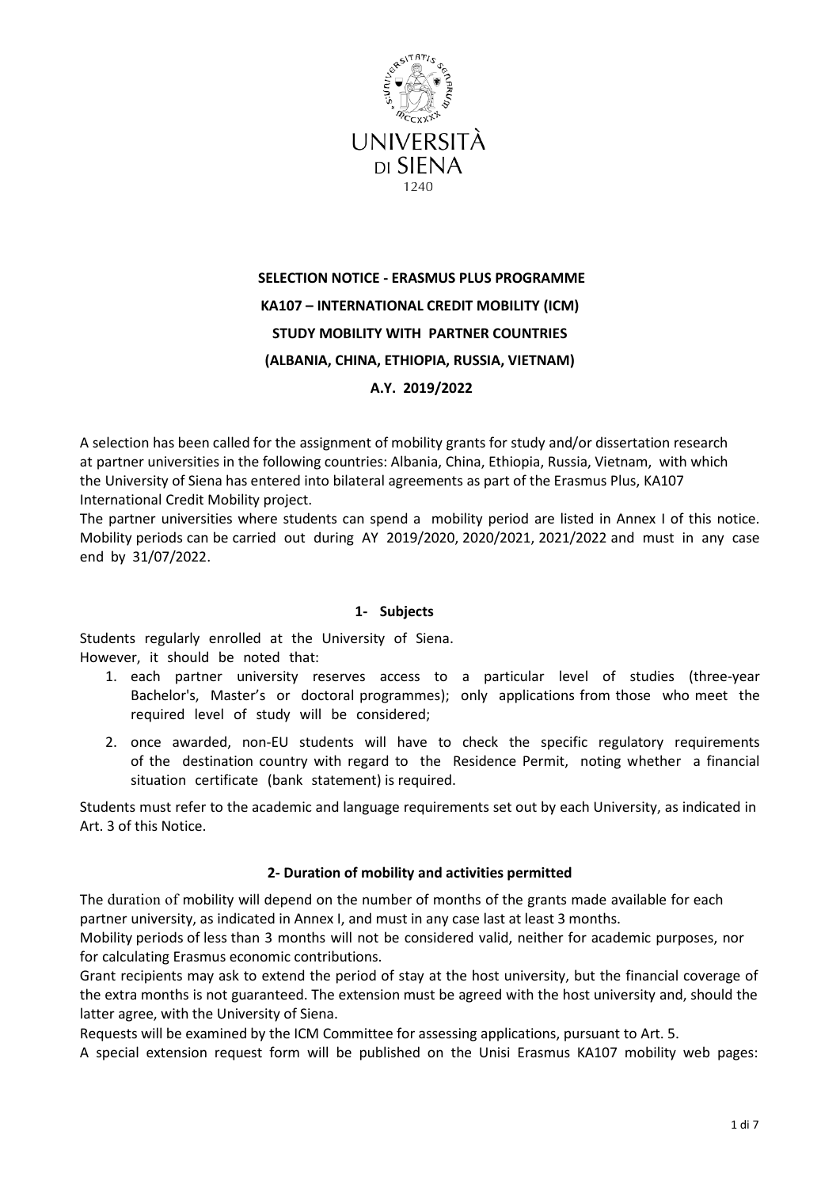UNIVERSITÀ DI SIENA

1240

# SELECTION NOTICE - ERASMUS PLUS PROGRAMME

## KA107 – INTERNATIONAL CREDIT MOBILITY (ICM)

## STUDY MOBILITY WITH PARTNER COUNTRIES

## (ALBANIA, CHINA, ETHIOPIA, RUSSIA, VIETNAM)

## A.Y. 2019/2022

A selection has been called for the assignment of mobility grants for study and/or dissertation research at partner universities in the following countries: Albania, China, Ethiopia, Russia, Vietnam, with which the University of Siena has entered into bilateral agreements as part of the Erasmus Plus, KA107 International Credit Mobility project.

The partner universities where students can spend a mobility period are listed in Annex I of this notice. Mobility periods can be carried out during AY 2019/2020, 2020/2021, 2021/2022 and must in any case end by 31/07/2022.

### 1- Subjects

Students regularly enrolled at the University of Siena.
However, it should be noted that:

1. each partner university reserves access to a particular level of studies (three-year Bachelor's, Master's or doctoral programmes); only applications from those who meet the required level of study will be considered;
2. once awarded, non-EU students will have to check the specific regulatory requirements of the destination country with regard to the Residence Permit, noting whether a financial situation certificate (bank statement) is required.

Students must refer to the academic and language requirements set out by each University, as indicated in Art. 3 of this Notice.

### 2- Duration of mobility and activities permitted

The duration of mobility will depend on the number of months of the grants made available for each partner university, as indicated in Annex I, and must in any case last at least 3 months.

Mobility periods of less than 3 months will not be considered valid, neither for academic purposes, nor for calculating Erasmus economic contributions.

Grant recipients may ask to extend the period of stay at the host university, but the financial coverage of the extra months is not guaranteed. The extension must be agreed with the host university and, should the latter agree, with the University of Siena.

Requests will be examined by the ICM Committee for assessing applications, pursuant to Art. 5.

A special extension request form will be published on the Unisi Erasmus KA107 mobility web pages: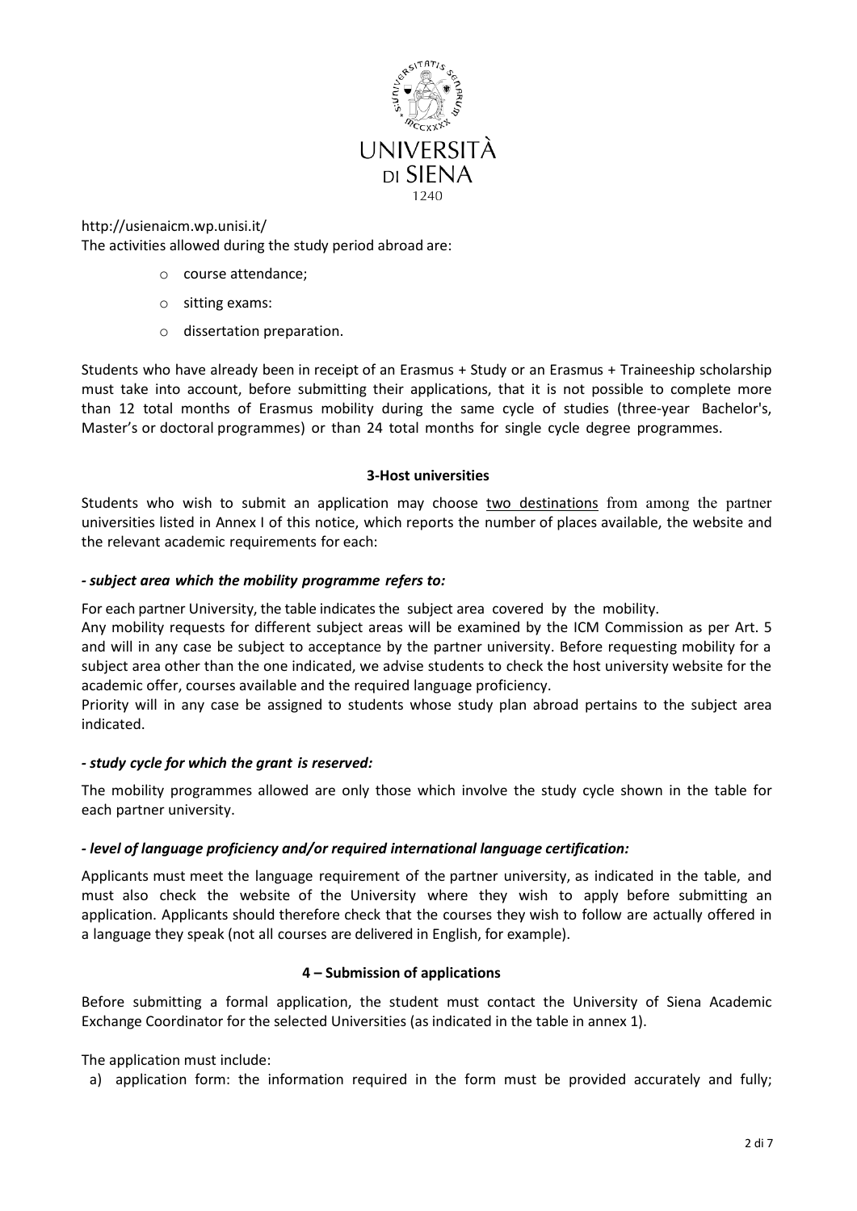http://usienaicm.wp.unisi.it/

The activities allowed during the study period abroad are:

- course attendance;
- sitting exams:
- dissertation preparation.

Students who have already been in receipt of an Erasmus + Study or an Erasmus + Traineeship scholarship must take into account, before submitting their applications, that it is not possible to complete more than 12 total months of Erasmus mobility during the same cycle of studies (three-year Bachelor's, Master's or doctoral programmes) or than 24 total months for single cycle degree programmes.

## 3-Host universities

Students who wish to submit an application may choose two destinations from among the partner universities listed in Annex I of this notice, which reports the number of places available, the website and the relevant academic requirements for each:

***- subject area which the mobility programme refers to:***

For each partner University, the table indicates the subject area covered by the mobility.

Any mobility requests for different subject areas will be examined by the ICM Commission as per Art. 5 and will in any case be subject to acceptance by the partner university. Before requesting mobility for a subject area other than the one indicated, we advise students to check the host university website for the academic offer, courses available and the required language proficiency.

Priority will in any case be assigned to students whose study plan abroad pertains to the subject area indicated.

***- study cycle for which the grant is reserved:***

The mobility programmes allowed are only those which involve the study cycle shown in the table for each partner university.

***- level of language proficiency and/or required international language certification:***

Applicants must meet the language requirement of the partner university, as indicated in the table, and must also check the website of the University where they wish to apply before submitting an application. Applicants should therefore check that the courses they wish to follow are actually offered in a language they speak (not all courses are delivered in English, for example).

## 4 – Submission of applications

Before submitting a formal application, the student must contact the University of Siena Academic Exchange Coordinator for the selected Universities (as indicated in the table in annex 1).

The application must include:

a) application form: the information required in the form must be provided accurately and fully;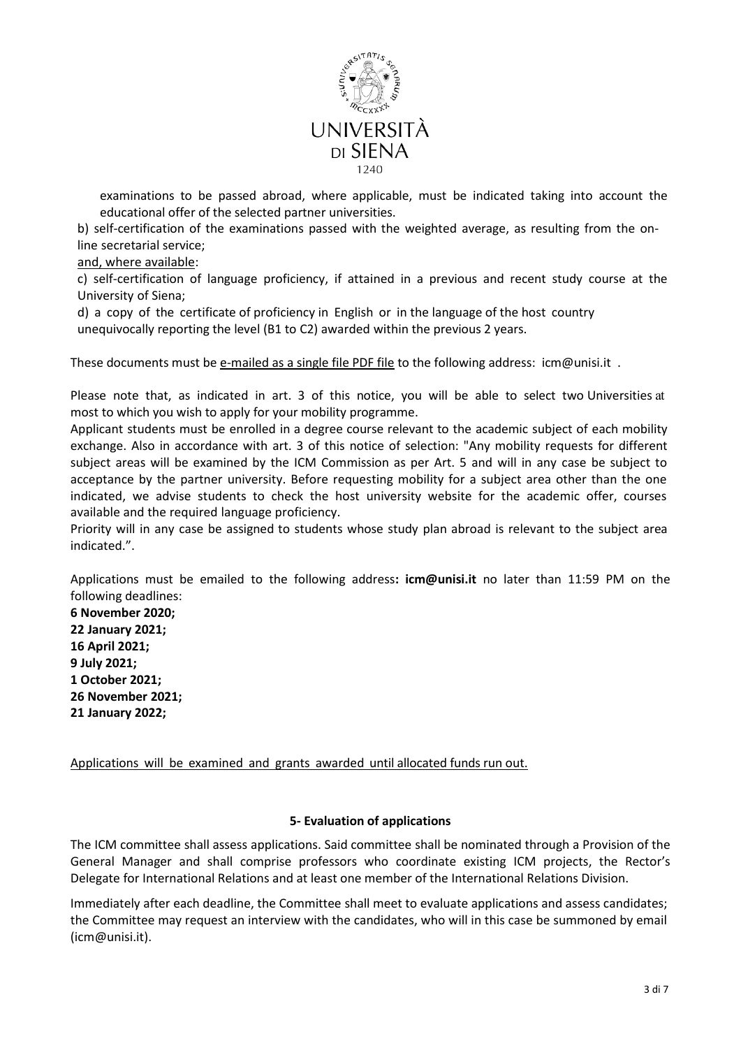examinations to be passed abroad, where applicable, must be indicated taking into account the educational offer of the selected partner universities.

b) self-certification of the examinations passed with the weighted average, as resulting from the on-line secretarial service;

and, where available:

c) self-certification of language proficiency, if attained in a previous and recent study course at the University of Siena;

d) a copy of the certificate of proficiency in English or in the language of the host country unequivocally reporting the level (B1 to C2) awarded within the previous 2 years.

These documents must be e-mailed as a single file PDF file to the following address: icm@unisi.it .

Please note that, as indicated in art. 3 of this notice, you will be able to select two Universities at most to which you wish to apply for your mobility programme.

Applicant students must be enrolled in a degree course relevant to the academic subject of each mobility exchange. Also in accordance with art. 3 of this notice of selection: "Any mobility requests for different subject areas will be examined by the ICM Commission as per Art. 5 and will in any case be subject to acceptance by the partner university. Before requesting mobility for a subject area other than the one indicated, we advise students to check the host university website for the academic offer, courses available and the required language proficiency.

Priority will in any case be assigned to students whose study plan abroad is relevant to the subject area indicated.".

Applications must be emailed to the following address**: icm@unisi.it** no later than 11:59 PM on the following deadlines:

**6 November 2020;**
**22 January 2021;**
**16 April 2021;**
**9 July 2021;**
**1 October 2021;**
**26 November 2021;**
**21 January 2022;**

Applications will be examined and grants awarded until allocated funds run out.

## 5- Evaluation of applications

The ICM committee shall assess applications. Said committee shall be nominated through a Provision of the General Manager and shall comprise professors who coordinate existing ICM projects, the Rector's Delegate for International Relations and at least one member of the International Relations Division.

Immediately after each deadline, the Committee shall meet to evaluate applications and assess candidates; the Committee may request an interview with the candidates, who will in this case be summoned by email (icm@unisi.it).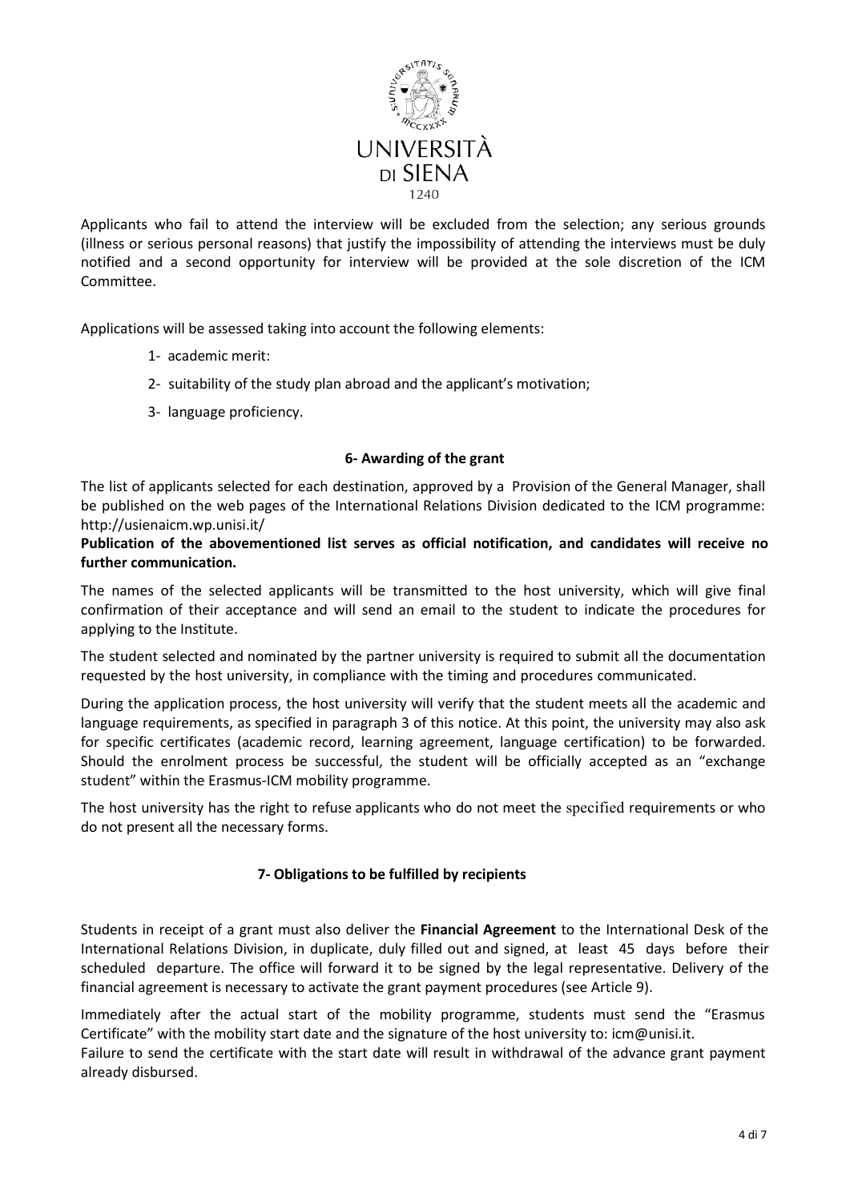Applicants who fail to attend the interview will be excluded from the selection; any serious grounds (illness or serious personal reasons) that justify the impossibility of attending the interviews must be duly notified and a second opportunity for interview will be provided at the sole discretion of the ICM Committee.

Applications will be assessed taking into account the following elements:

1- academic merit:
2- suitability of the study plan abroad and the applicant's motivation;
3- language proficiency.

## 6- Awarding of the grant

The list of applicants selected for each destination, approved by a Provision of the General Manager, shall be published on the web pages of the International Relations Division dedicated to the ICM programme: http://usienaicm.wp.unisi.it/

**Publication of the abovementioned list serves as official notification, and candidates will receive no further communication.**

The names of the selected applicants will be transmitted to the host university, which will give final confirmation of their acceptance and will send an email to the student to indicate the procedures for applying to the Institute.

The student selected and nominated by the partner university is required to submit all the documentation requested by the host university, in compliance with the timing and procedures communicated.

During the application process, the host university will verify that the student meets all the academic and language requirements, as specified in paragraph 3 of this notice. At this point, the university may also ask for specific certificates (academic record, learning agreement, language certification) to be forwarded. Should the enrolment process be successful, the student will be officially accepted as an "exchange student" within the Erasmus-ICM mobility programme.

The host university has the right to refuse applicants who do not meet the specified requirements or who do not present all the necessary forms.

## 7- Obligations to be fulfilled by recipients

Students in receipt of a grant must also deliver the **Financial Agreement** to the International Desk of the International Relations Division, in duplicate, duly filled out and signed, at least 45 days before their scheduled departure. The office will forward it to be signed by the legal representative. Delivery of the financial agreement is necessary to activate the grant payment procedures (see Article 9).

Immediately after the actual start of the mobility programme, students must send the "Erasmus Certificate" with the mobility start date and the signature of the host university to: icm@unisi.it.
Failure to send the certificate with the start date will result in withdrawal of the advance grant payment already disbursed.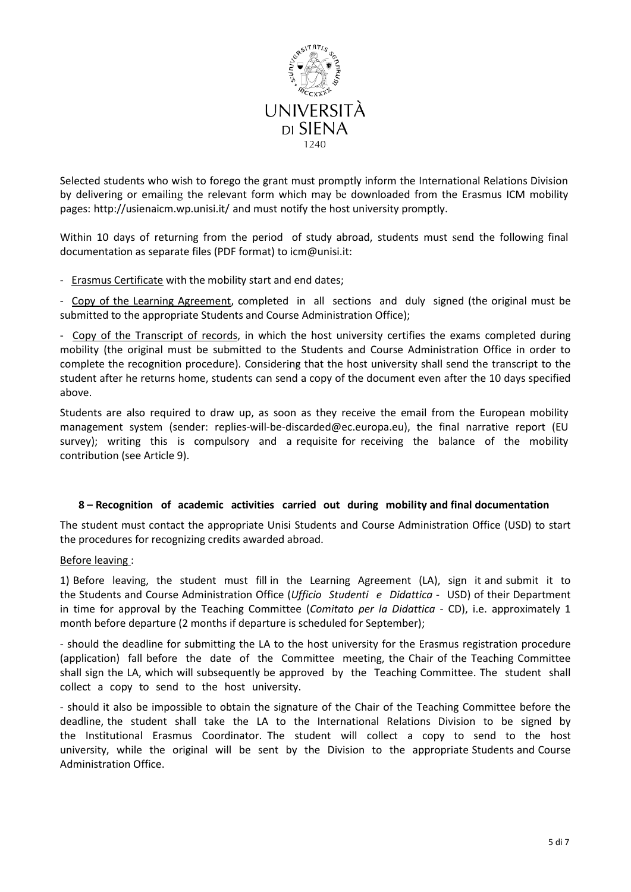Selected students who wish to forego the grant must promptly inform the International Relations Division by delivering or emailing the relevant form which may be downloaded from the Erasmus ICM mobility pages: http://usienaicm.wp.unisi.it/ and must notify the host university promptly.

Within 10 days of returning from the period of study abroad, students must send the following final documentation as separate files (PDF format) to icm@unisi.it:

- Erasmus Certificate with the mobility start and end dates;
- Copy of the Learning Agreement, completed in all sections and duly signed (the original must be submitted to the appropriate Students and Course Administration Office);
- Copy of the Transcript of records, in which the host university certifies the exams completed during mobility (the original must be submitted to the Students and Course Administration Office in order to complete the recognition procedure). Considering that the host university shall send the transcript to the student after he returns home, students can send a copy of the document even after the 10 days specified above.

Students are also required to draw up, as soon as they receive the email from the European mobility management system (sender: replies-will-be-discarded@ec.europa.eu), the final narrative report (EU survey); writing this is compulsory and a requisite for receiving the balance of the mobility contribution (see Article 9).

## 8 – Recognition of academic activities carried out during mobility and final documentation

The student must contact the appropriate Unisi Students and Course Administration Office (USD) to start the procedures for recognizing credits awarded abroad.

Before leaving :

1) Before leaving, the student must fill in the Learning Agreement (LA), sign it and submit it to the Students and Course Administration Office (*Ufficio Studenti e Didattica* - USD) of their Department in time for approval by the Teaching Committee (*Comitato per la Didattica* - CD), i.e. approximately 1 month before departure (2 months if departure is scheduled for September);

- should the deadline for submitting the LA to the host university for the Erasmus registration procedure (application) fall before the date of the Committee meeting, the Chair of the Teaching Committee shall sign the LA, which will subsequently be approved by the Teaching Committee. The student shall collect a copy to send to the host university.

- should it also be impossible to obtain the signature of the Chair of the Teaching Committee before the deadline, the student shall take the LA to the International Relations Division to be signed by the Institutional Erasmus Coordinator. The student will collect a copy to send to the host university, while the original will be sent by the Division to the appropriate Students and Course Administration Office.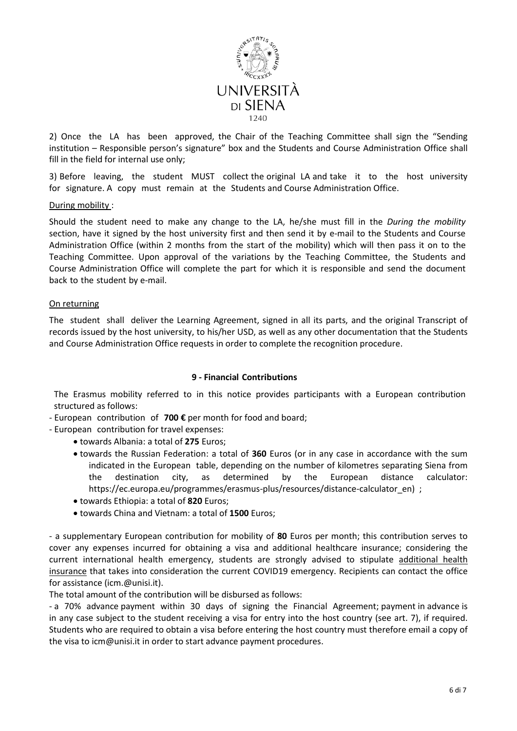2) Once the LA has been approved, the Chair of the Teaching Committee shall sign the "Sending institution – Responsible person's signature" box and the Students and Course Administration Office shall fill in the field for internal use only;

3) Before leaving, the student MUST collect the original LA and take it to the host university for signature. A copy must remain at the Students and Course Administration Office.

During mobility :

Should the student need to make any change to the LA, he/she must fill in the *During the mobility* section, have it signed by the host university first and then send it by e-mail to the Students and Course Administration Office (within 2 months from the start of the mobility) which will then pass it on to the Teaching Committee. Upon approval of the variations by the Teaching Committee, the Students and Course Administration Office will complete the part for which it is responsible and send the document back to the student by e-mail.

On returning

The student shall deliver the Learning Agreement, signed in all its parts, and the original Transcript of records issued by the host university, to his/her USD, as well as any other documentation that the Students and Course Administration Office requests in order to complete the recognition procedure.

## 9 - Financial Contributions

The Erasmus mobility referred to in this notice provides participants with a European contribution structured as follows:

- European contribution of **700 €** per month for food and board;
- European contribution for travel expenses:
  - towards Albania: a total of **275** Euros;
  - towards the Russian Federation: a total of **360** Euros (or in any case in accordance with the sum indicated in the European table, depending on the number of kilometres separating Siena from the destination city, as determined by the European distance calculator: https://ec.europa.eu/programmes/erasmus-plus/resources/distance-calculator_en) ;
  - towards Ethiopia: a total of **820** Euros;
  - towards China and Vietnam: a total of **1500** Euros;

- a supplementary European contribution for mobility of **80** Euros per month; this contribution serves to cover any expenses incurred for obtaining a visa and additional healthcare insurance; considering the current international health emergency, students are strongly advised to stipulate additional health insurance that takes into consideration the current COVID19 emergency. Recipients can contact the office for assistance (icm.@unisi.it).

The total amount of the contribution will be disbursed as follows:

- a 70% advance payment within 30 days of signing the Financial Agreement; payment in advance is in any case subject to the student receiving a visa for entry into the host country (see art. 7), if required. Students who are required to obtain a visa before entering the host country must therefore email a copy of the visa to icm@unisi.it in order to start advance payment procedures.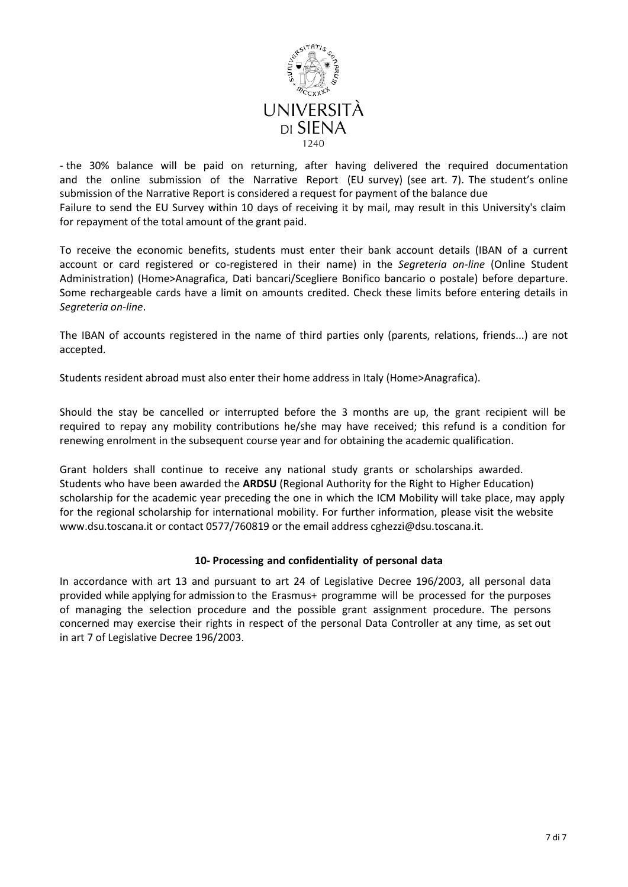- the 30% balance will be paid on returning, after having delivered the required documentation and the online submission of the Narrative Report (EU survey) (see art. 7). The student's online submission of the Narrative Report is considered a request for payment of the balance due
Failure to send the EU Survey within 10 days of receiving it by mail, may result in this University's claim for repayment of the total amount of the grant paid.

To receive the economic benefits, students must enter their bank account details (IBAN of a current account or card registered or co-registered in their name) in the *Segreteria on-line* (Online Student Administration) (Home>Anagrafica, Dati bancari/Scegliere Bonifico bancario o postale) before departure. Some rechargeable cards have a limit on amounts credited. Check these limits before entering details in *Segreteria on-line*.

The IBAN of accounts registered in the name of third parties only (parents, relations, friends...) are not accepted.

Students resident abroad must also enter their home address in Italy (Home>Anagrafica).

Should the stay be cancelled or interrupted before the 3 months are up, the grant recipient will be required to repay any mobility contributions he/she may have received; this refund is a condition for renewing enrolment in the subsequent course year and for obtaining the academic qualification.

Grant holders shall continue to receive any national study grants or scholarships awarded.
Students who have been awarded the **ARDSU** (Regional Authority for the Right to Higher Education) scholarship for the academic year preceding the one in which the ICM Mobility will take place, may apply for the regional scholarship for international mobility. For further information, please visit the website www.dsu.toscana.it or contact 0577/760819 or the email address cghezzi@dsu.toscana.it.

## 10- Processing and confidentiality of personal data

In accordance with art 13 and pursuant to art 24 of Legislative Decree 196/2003, all personal data provided while applying for admission to the Erasmus+ programme will be processed for the purposes of managing the selection procedure and the possible grant assignment procedure. The persons concerned may exercise their rights in respect of the personal Data Controller at any time, as set out in art 7 of Legislative Decree 196/2003.